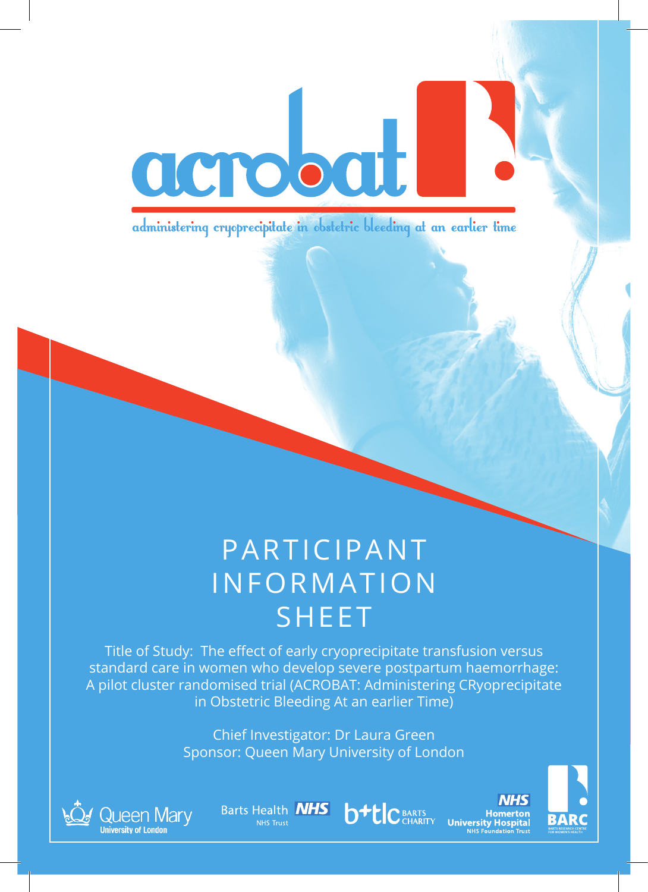# acrobat

administering cryoprecipitate in obstetric bleeding at an earlier time

# PARTICIPANT INFORMATION SHEET

Title of Study: The effect of early cryoprecipitate transfusion versus standard care in women who develop severe postpartum haemorrhage: A pilot cluster randomised trial (ACROBAT: Administering CRyoprecipitate in Obstetric Bleeding At an earlier Time)

Chief Investigator: Dr Laura Green
Sponsor: Queen Mary University of London

Queen Mary University of London | Barts Health NHS Trust | b+tlc Barts Charity | Homerton University Hospital NHS Foundation Trust | BARC Barts Research Centre for Women's Health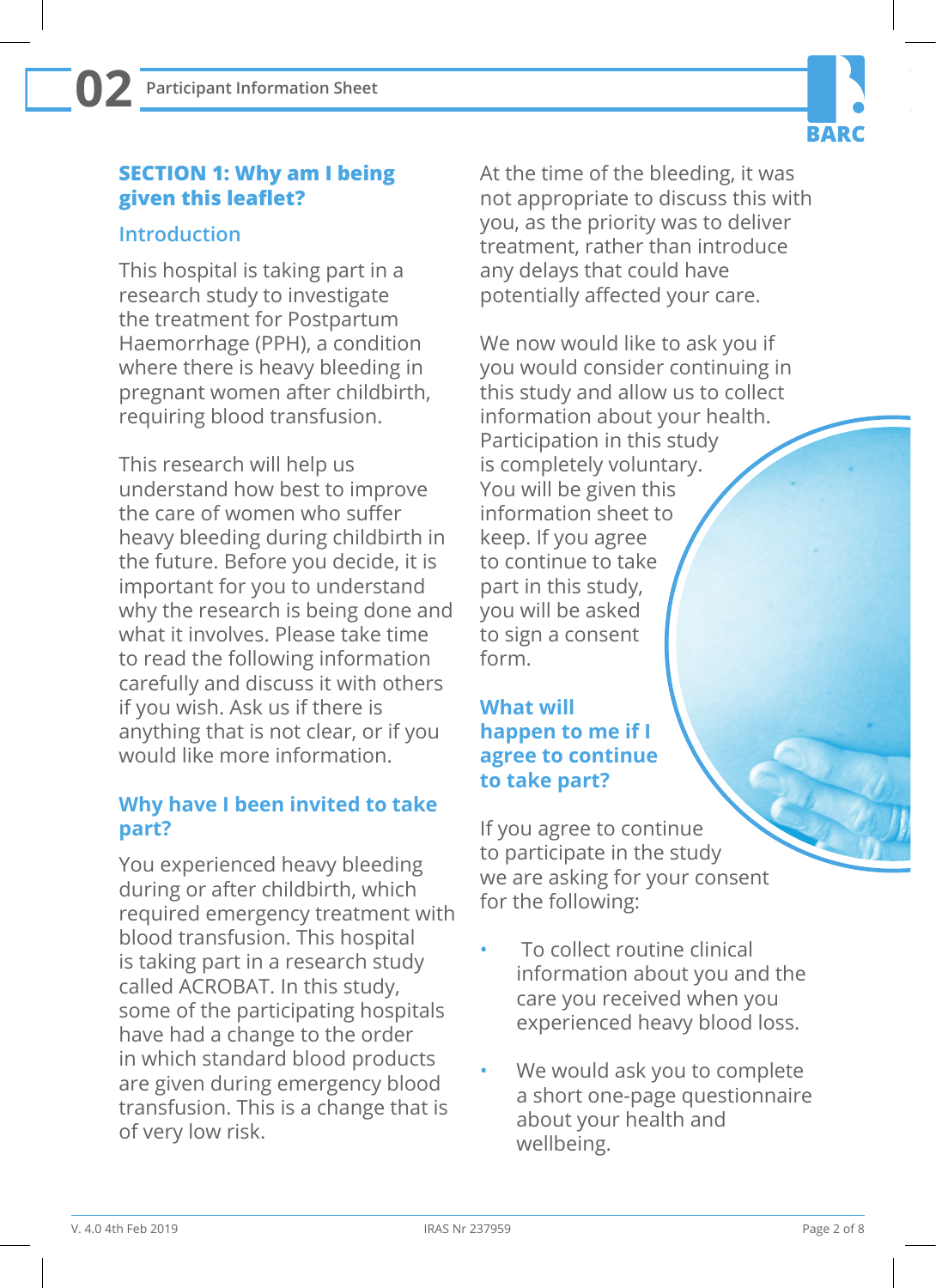## SECTION 1: Why am I being given this leaflet?

### Introduction

This hospital is taking part in a research study to investigate the treatment for Postpartum Haemorrhage (PPH), a condition where there is heavy bleeding in pregnant women after childbirth, requiring blood transfusion.

This research will help us understand how best to improve the care of women who suffer heavy bleeding during childbirth in the future. Before you decide, it is important for you to understand why the research is being done and what it involves. Please take time to read the following information carefully and discuss it with others if you wish. Ask us if there is anything that is not clear, or if you would like more information.

### Why have I been invited to take part?

You experienced heavy bleeding during or after childbirth, which required emergency treatment with blood transfusion. This hospital is taking part in a research study called ACROBAT. In this study, some of the participating hospitals have had a change to the order in which standard blood products are given during emergency blood transfusion. This is a change that is of very low risk.

At the time of the bleeding, it was not appropriate to discuss this with you, as the priority was to deliver treatment, rather than introduce any delays that could have potentially affected your care.

We now would like to ask you if you would consider continuing in this study and allow us to collect information about your health. Participation in this study is completely voluntary. You will be given this information sheet to keep. If you agree to continue to take part in this study, you will be asked to sign a consent form.

### What will happen to me if I agree to continue to take part?

If you agree to continue to participate in the study we are asking for your consent for the following:

- To collect routine clinical information about you and the care you received when you experienced heavy blood loss.
- We would ask you to complete a short one-page questionnaire about your health and wellbeing.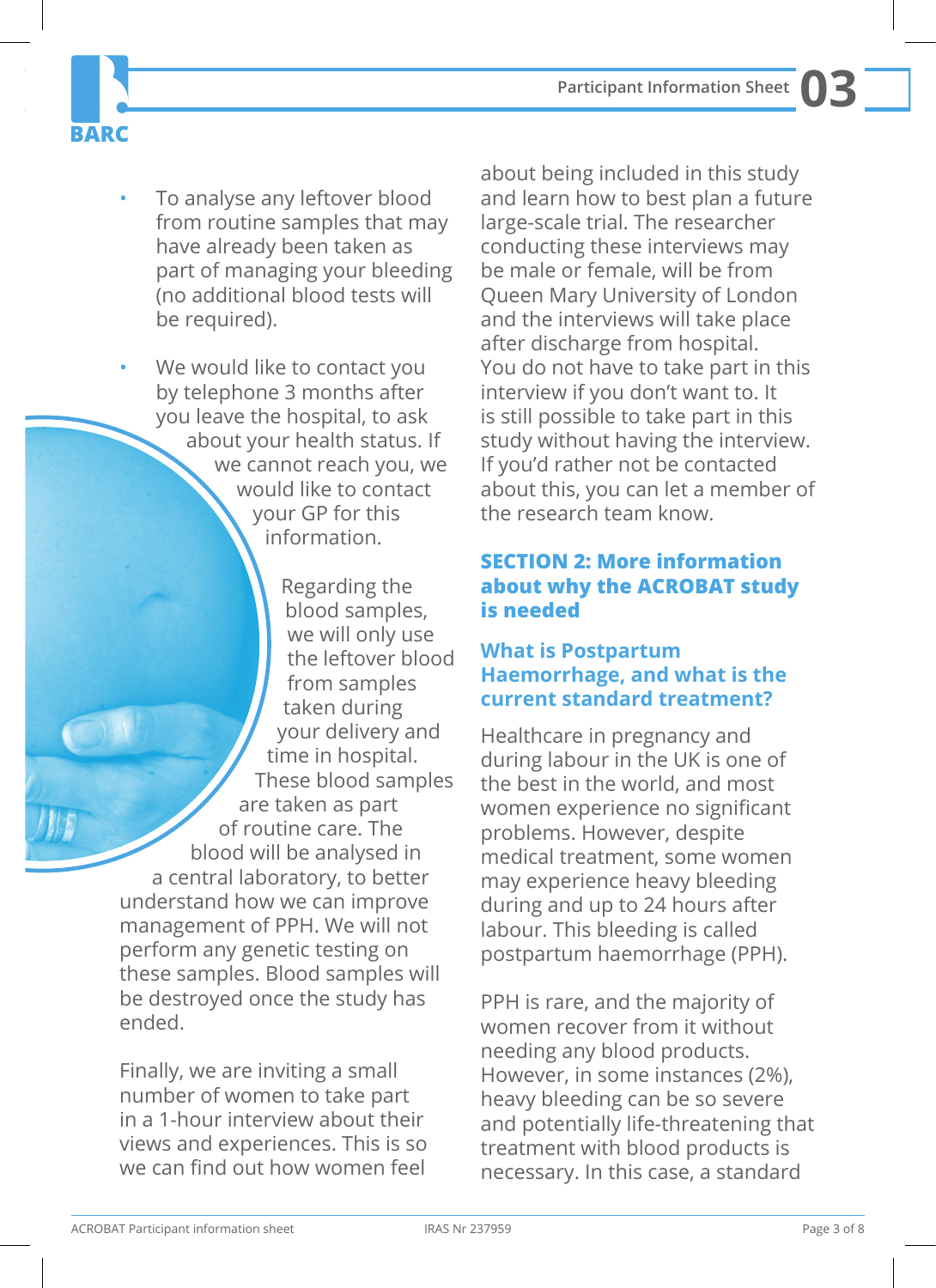- To analyse any leftover blood from routine samples that may have already been taken as part of managing your bleeding (no additional blood tests will be required).
- We would like to contact you by telephone 3 months after you leave the hospital, to ask about your health status. If we cannot reach you, we would like to contact your GP for this information.

Regarding the blood samples, we will only use the leftover blood from samples taken during your delivery and time in hospital. These blood samples are taken as part of routine care. The blood will be analysed in a central laboratory, to better understand how we can improve management of PPH. We will not perform any genetic testing on these samples. Blood samples will be destroyed once the study has ended.

Finally, we are inviting a small number of women to take part in a 1-hour interview about their views and experiences. This is so we can find out how women feel about being included in this study and learn how to best plan a future large-scale trial. The researcher conducting these interviews may be male or female, will be from Queen Mary University of London and the interviews will take place after discharge from hospital. You do not have to take part in this interview if you don't want to. It is still possible to take part in this study without having the interview. If you'd rather not be contacted about this, you can let a member of the research team know.

## SECTION 2: More information about why the ACROBAT study is needed

### What is Postpartum Haemorrhage, and what is the current standard treatment?

Healthcare in pregnancy and during labour in the UK is one of the best in the world, and most women experience no significant problems. However, despite medical treatment, some women may experience heavy bleeding during and up to 24 hours after labour. This bleeding is called postpartum haemorrhage (PPH).

PPH is rare, and the majority of women recover from it without needing any blood products. However, in some instances (2%), heavy bleeding can be so severe and potentially life-threatening that treatment with blood products is necessary. In this case, a standard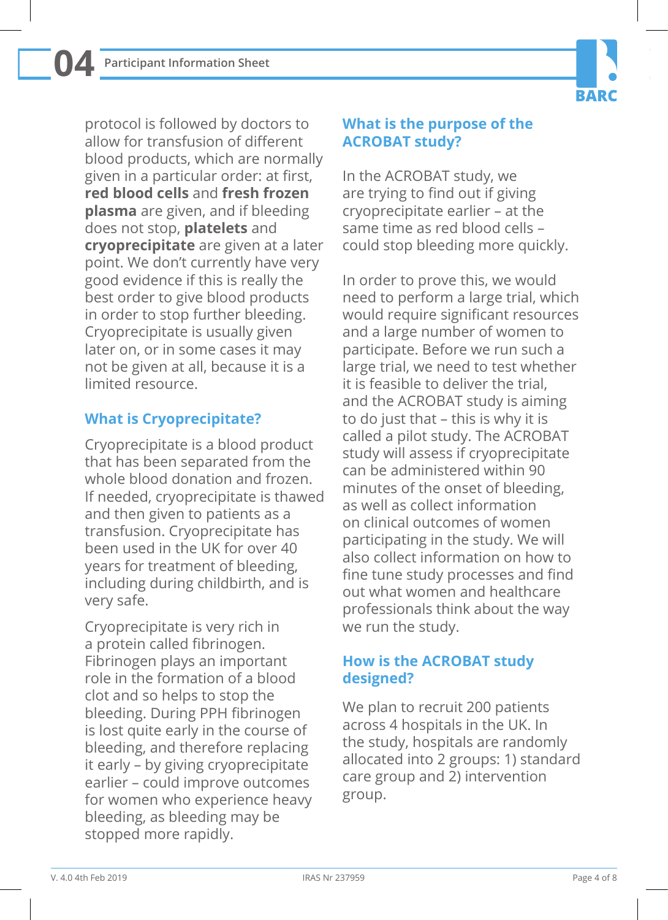protocol is followed by doctors to allow for transfusion of different blood products, which are normally given in a particular order: at first, **red blood cells** and **fresh frozen plasma** are given, and if bleeding does not stop, **platelets** and **cryoprecipitate** are given at a later point. We don't currently have very good evidence if this is really the best order to give blood products in order to stop further bleeding. Cryoprecipitate is usually given later on, or in some cases it may not be given at all, because it is a limited resource.

## What is Cryoprecipitate?

Cryoprecipitate is a blood product that has been separated from the whole blood donation and frozen. If needed, cryoprecipitate is thawed and then given to patients as a transfusion. Cryoprecipitate has been used in the UK for over 40 years for treatment of bleeding, including during childbirth, and is very safe.

Cryoprecipitate is very rich in a protein called fibrinogen. Fibrinogen plays an important role in the formation of a blood clot and so helps to stop the bleeding. During PPH fibrinogen is lost quite early in the course of bleeding, and therefore replacing it early – by giving cryoprecipitate earlier – could improve outcomes for women who experience heavy bleeding, as bleeding may be stopped more rapidly.

## What is the purpose of the ACROBAT study?

In the ACROBAT study, we are trying to find out if giving cryoprecipitate earlier – at the same time as red blood cells – could stop bleeding more quickly.

In order to prove this, we would need to perform a large trial, which would require significant resources and a large number of women to participate. Before we run such a large trial, we need to test whether it is feasible to deliver the trial, and the ACROBAT study is aiming to do just that – this is why it is called a pilot study. The ACROBAT study will assess if cryoprecipitate can be administered within 90 minutes of the onset of bleeding, as well as collect information on clinical outcomes of women participating in the study. We will also collect information on how to fine tune study processes and find out what women and healthcare professionals think about the way we run the study.

## How is the ACROBAT study designed?

We plan to recruit 200 patients across 4 hospitals in the UK. In the study, hospitals are randomly allocated into 2 groups: 1) standard care group and 2) intervention group.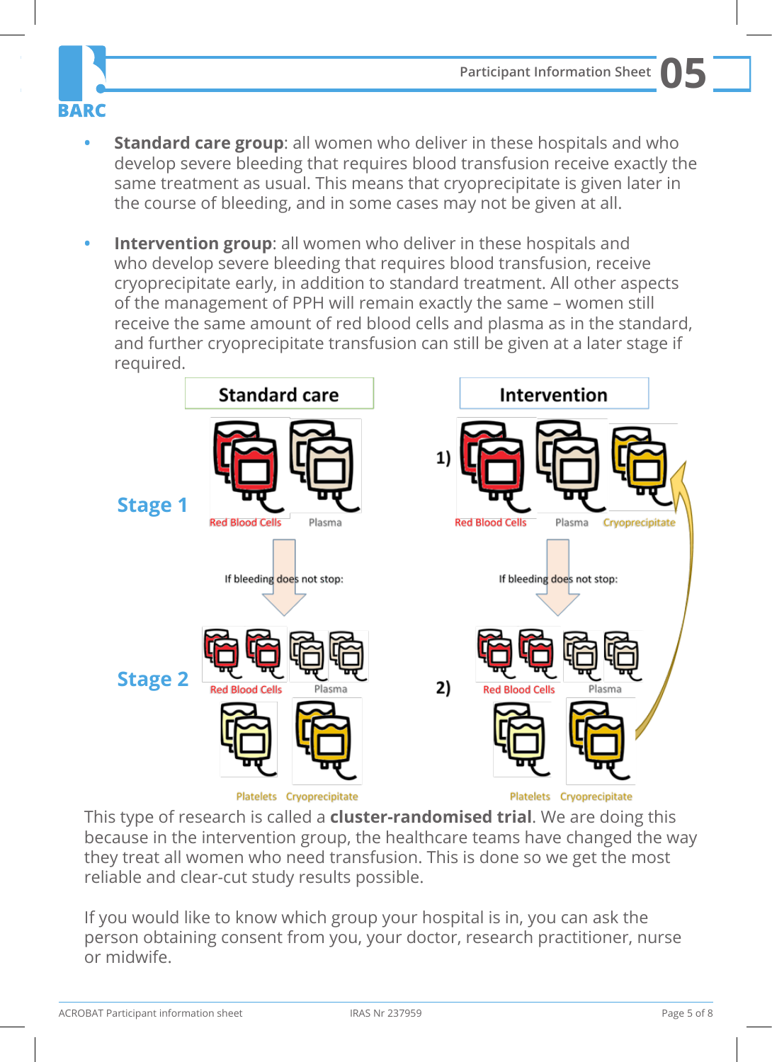- **Standard care group**: all women who deliver in these hospitals and who develop severe bleeding that requires blood transfusion receive exactly the same treatment as usual. This means that cryoprecipitate is given later in the course of bleeding, and in some cases may not be given at all.

- **Intervention group**: all women who deliver in these hospitals and who develop severe bleeding that requires blood transfusion, receive cryoprecipitate early, in addition to standard treatment. All other aspects of the management of PPH will remain exactly the same – women still receive the same amount of red blood cells and plasma as in the standard, and further cryoprecipitate transfusion can still be given at a later stage if required.

| | Standard care | Intervention |
|---|---|---|
| **Stage 1** | Red Blood Cells, Plasma | 1) Red Blood Cells, Plasma, Cryoprecipitate |
| | If bleeding does not stop: | If bleeding does not stop: |
| **Stage 2** | Red Blood Cells, Plasma, Platelets, Cryoprecipitate | 2) Red Blood Cells, Plasma, Platelets, Cryoprecipitate |

This type of research is called a **cluster-randomised trial**. We are doing this because in the intervention group, the healthcare teams have changed the way they treat all women who need transfusion. This is done so we get the most reliable and clear-cut study results possible.

If you would like to know which group your hospital is in, you can ask the person obtaining consent from you, your doctor, research practitioner, nurse or midwife.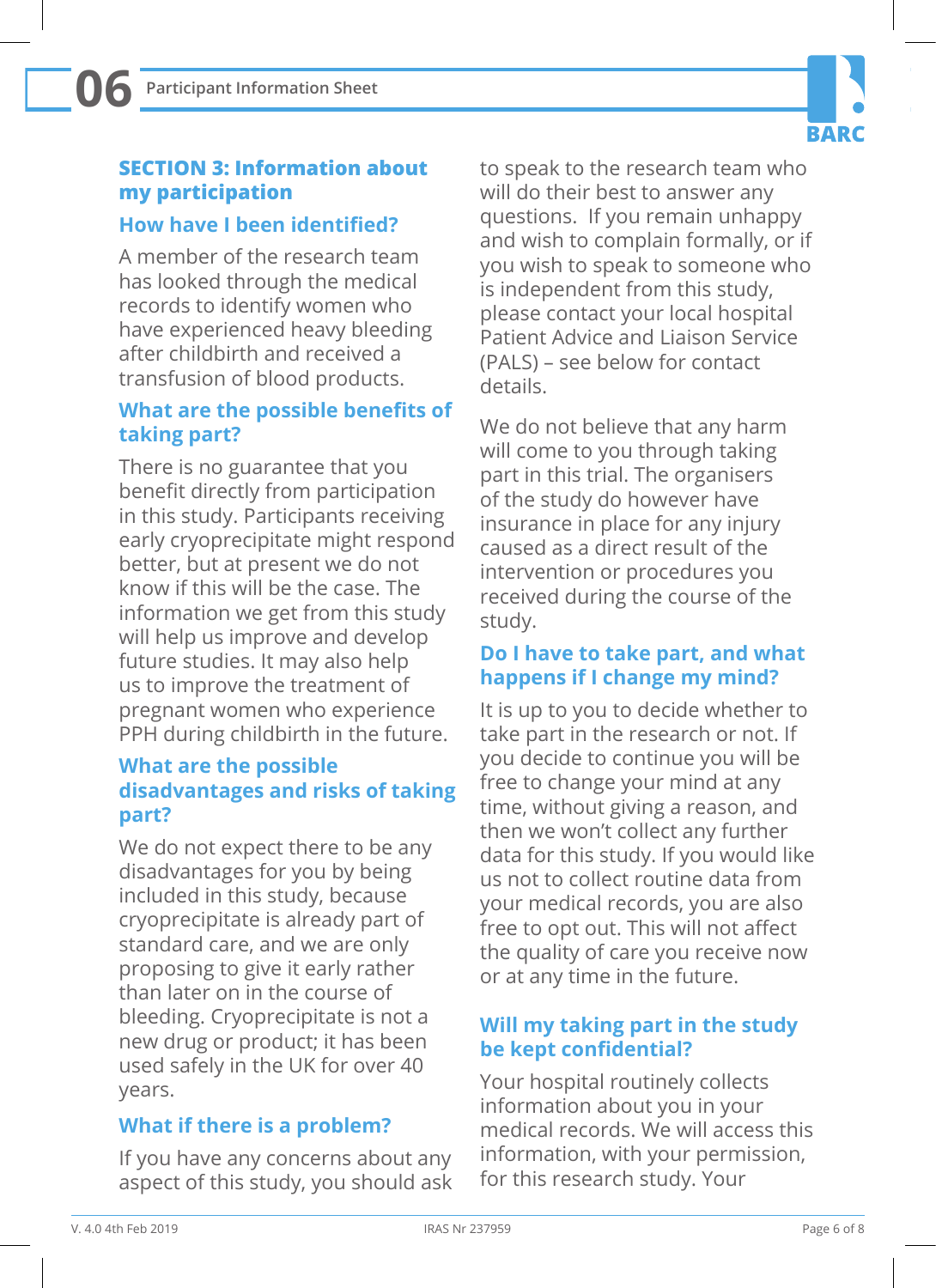## SECTION 3: Information about my participation

### How have I been identified?

A member of the research team has looked through the medical records to identify women who have experienced heavy bleeding after childbirth and received a transfusion of blood products.

### What are the possible benefits of taking part?

There is no guarantee that you benefit directly from participation in this study. Participants receiving early cryoprecipitate might respond better, but at present we do not know if this will be the case. The information we get from this study will help us improve and develop future studies. It may also help us to improve the treatment of pregnant women who experience PPH during childbirth in the future.

### What are the possible disadvantages and risks of taking part?

We do not expect there to be any disadvantages for you by being included in this study, because cryoprecipitate is already part of standard care, and we are only proposing to give it early rather than later on in the course of bleeding. Cryoprecipitate is not a new drug or product; it has been used safely in the UK for over 40 years.

### What if there is a problem?

If you have any concerns about any aspect of this study, you should ask to speak to the research team who will do their best to answer any questions. If you remain unhappy and wish to complain formally, or if you wish to speak to someone who is independent from this study, please contact your local hospital Patient Advice and Liaison Service (PALS) – see below for contact details.

We do not believe that any harm will come to you through taking part in this trial. The organisers of the study do however have insurance in place for any injury caused as a direct result of the intervention or procedures you received during the course of the study.

### Do I have to take part, and what happens if I change my mind?

It is up to you to decide whether to take part in the research or not. If you decide to continue you will be free to change your mind at any time, without giving a reason, and then we won't collect any further data for this study. If you would like us not to collect routine data from your medical records, you are also free to opt out. This will not affect the quality of care you receive now or at any time in the future.

### Will my taking part in the study be kept confidential?

Your hospital routinely collects information about you in your medical records. We will access this information, with your permission, for this research study. Your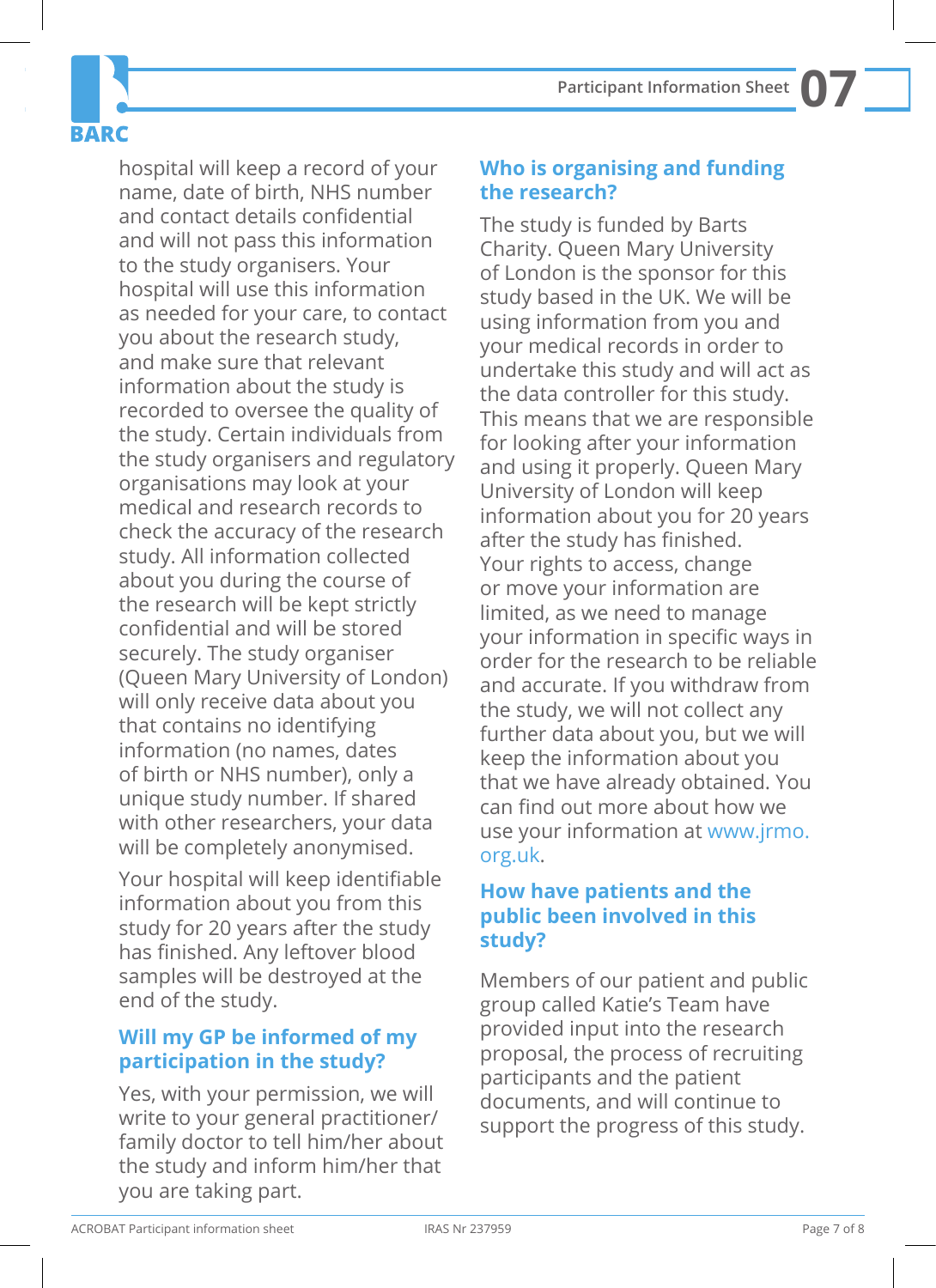hospital will keep a record of your name, date of birth, NHS number and contact details confidential and will not pass this information to the study organisers. Your hospital will use this information as needed for your care, to contact you about the research study, and make sure that relevant information about the study is recorded to oversee the quality of the study. Certain individuals from the study organisers and regulatory organisations may look at your medical and research records to check the accuracy of the research study. All information collected about you during the course of the research will be kept strictly confidential and will be stored securely. The study organiser (Queen Mary University of London) will only receive data about you that contains no identifying information (no names, dates of birth or NHS number), only a unique study number. If shared with other researchers, your data will be completely anonymised.

Your hospital will keep identifiable information about you from this study for 20 years after the study has finished. Any leftover blood samples will be destroyed at the end of the study.

## Will my GP be informed of my participation in the study?

Yes, with your permission, we will write to your general practitioner/family doctor to tell him/her about the study and inform him/her that you are taking part.

## Who is organising and funding the research?

The study is funded by Barts Charity. Queen Mary University of London is the sponsor for this study based in the UK. We will be using information from you and your medical records in order to undertake this study and will act as the data controller for this study. This means that we are responsible for looking after your information and using it properly. Queen Mary University of London will keep information about you for 20 years after the study has finished. Your rights to access, change or move your information are limited, as we need to manage your information in specific ways in order for the research to be reliable and accurate. If you withdraw from the study, we will not collect any further data about you, but we will keep the information about you that we have already obtained. You can find out more about how we use your information at www.jrmo.org.uk.

## How have patients and the public been involved in this study?

Members of our patient and public group called Katie's Team have provided input into the research proposal, the process of recruiting participants and the patient documents, and will continue to support the progress of this study.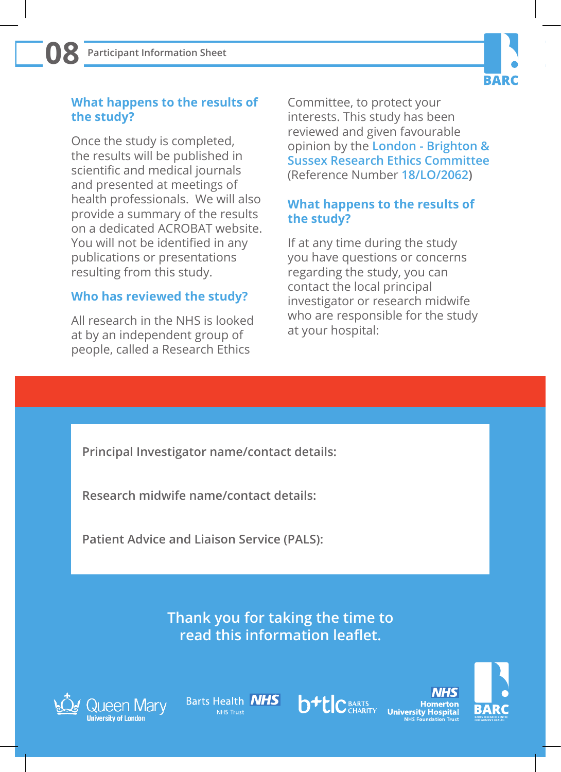## What happens to the results of the study?

Once the study is completed, the results will be published in scientific and medical journals and presented at meetings of health professionals. We will also provide a summary of the results on a dedicated ACROBAT website. You will not be identified in any publications or presentations resulting from this study.

## Who has reviewed the study?

All research in the NHS is looked at by an independent group of people, called a Research Ethics Committee, to protect your interests. This study has been reviewed and given favourable opinion by the London - Brighton & Sussex Research Ethics Committee (Reference Number 18/LO/2062)

## What happens to the results of the study?

If at any time during the study you have questions or concerns regarding the study, you can contact the local principal investigator or research midwife who are responsible for the study at your hospital:

**Principal Investigator name/contact details:**

**Research midwife name/contact details:**

**Patient Advice and Liaison Service (PALS):**

**Thank you for taking the time to read this information leaflet.**

Queen Mary University of London | Barts Health NHS Trust | b+tlc Barts Charity | Homerton University Hospital NHS Foundation Trust | BARC Barts Research Centre for Women's Health